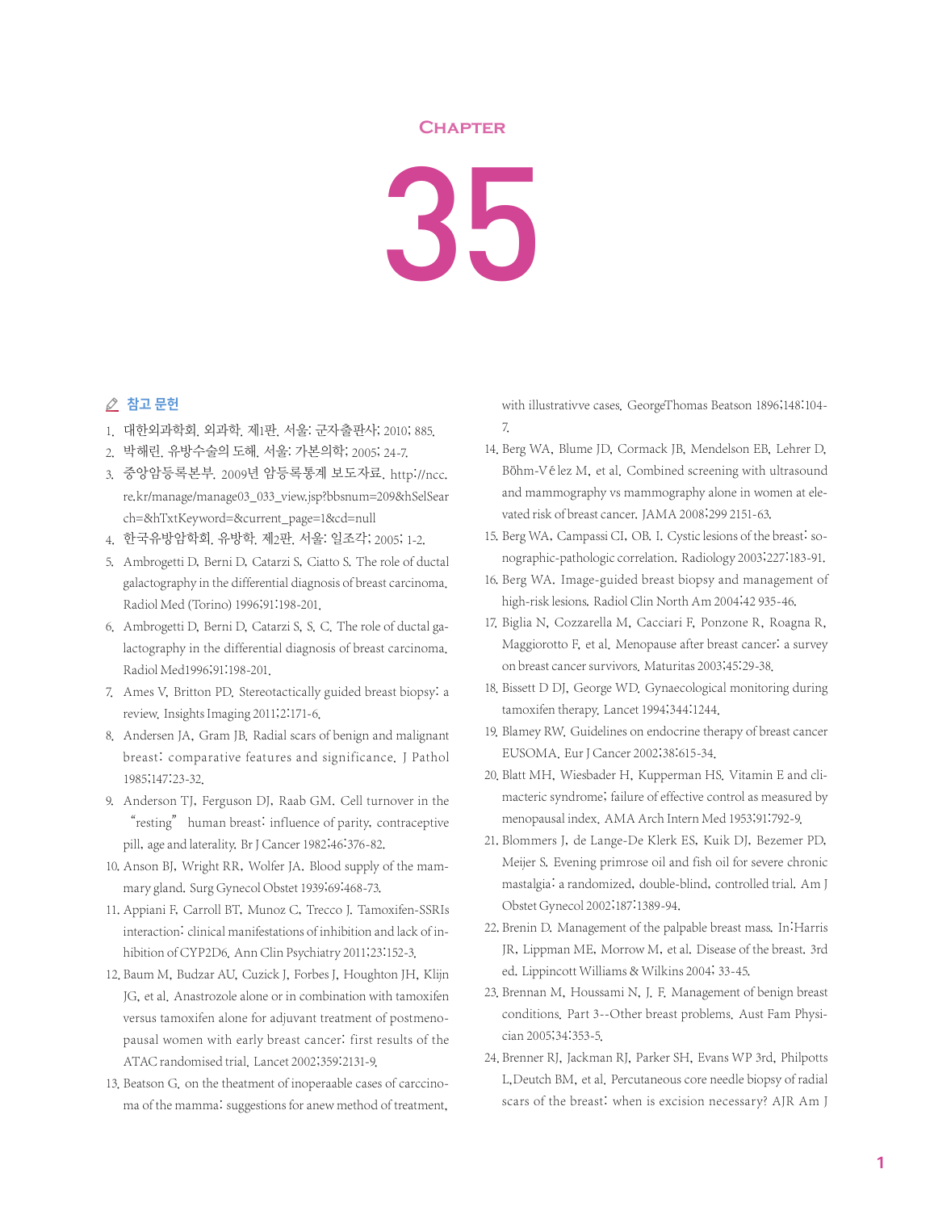# CHAPTER 35

## 참고 문헌

1. 대한외과학회. 외과학. 제1판. 서울: 군자출판사; 2010; 885.
2. 박해린. 유방수술의 도해. 서울: 가본의학; 2005; 24-7.
3. 중앙암등록본부. 2009년 암등록통계 보도자료. http://ncc.re.kr/manage/manage03_033_view.jsp?bbsnum=209&hSelSearch=&hTxtKeyword=&current_page=1&cd=null
4. 한국유방암학회. 유방학. 제2판. 서울: 일조각; 2005; 1-2.
5. Ambrogetti D, Berni D, Catarzi S, Ciatto S. The role of ductal galactography in the differential diagnosis of breast carcinoma. Radiol Med (Torino) 1996;91:198-201.
6. Ambrogetti D, Berni D, Catarzi S, S. C. The role of ductal galactography in the differential diagnosis of breast carcinoma. Radiol Med1996;91:198-201.
7. Ames V, Britton PD. Stereotactically guided breast biopsy: a review. Insights Imaging 2011;2:171-6.
8. Andersen JA, Gram JB. Radial scars of benign and malignant breast: comparative features and significance. J Pathol 1985;147:23-32.
9. Anderson TJ, Ferguson DJ, Raab GM. Cell turnover in the "resting" human breast: influence of parity, contraceptive pill, age and laterality. Br J Cancer 1982;46:376-82.
10. Anson BJ, Wright RR, Wolfer JA. Blood supply of the mammary gland. Surg Gynecol Obstet 1939;69:468-73.
11. Appiani F, Carroll BT, Munoz C, Trecco J. Tamoxifen-SSRIs interaction: clinical manifestations of inhibition and lack of inhibition of CYP2D6. Ann Clin Psychiatry 2011;23:152-3.
12. Baum M, Budzar AU, Cuzick J, Forbes J, Houghton JH, Klijn JG, et al. Anastrozole alone or in combination with tamoxifen versus tamoxifen alone for adjuvant treatment of postmenopausal women with early breast cancer: first results of the ATAC randomised trial. Lancet 2002;359:2131-9.
13. Beatson G. on the theatment of inoperaable cases of carccinoma of the mamma: suggestions for anew method of treatment, with illustrativve cases. GeorgeThomas Beatson 1896;148:104-7.
14. Berg WA, Blume JD, Cormack JB, Mendelson EB, Lehrer D, Böhm-Vélez M, et al. Combined screening with ultrasound and mammography vs mammography alone in women at elevated risk of breast cancer. JAMA 2008;299 2151-63.
15. Berg WA, Campassi CI, OB. I. Cystic lesions of the breast: sonographic-pathologic correlation. Radiology 2003;227:183-91.
16. Berg WA. Image-guided breast biopsy and management of high-risk lesions. Radiol Clin North Am 2004;42 935-46.
17. Biglia N, Cozzarella M, Cacciari F, Ponzone R, Roagna R, Maggiorotto F, et al. Menopause after breast cancer: a survey on breast cancer survivors. Maturitas 2003;45:29-38.
18. Bissett D DJ, George WD. Gynaecological monitoring during tamoxifen therapy. Lancet 1994;344:1244.
19. Blamey RW. Guidelines on endocrine therapy of breast cancer EUSOMA. Eur J Cancer 2002;38:615-34.
20. Blatt MH, Wiesbader H, Kupperman HS. Vitamin E and climacteric syndrome; failure of effective control as measured by menopausal index. AMA Arch Intern Med 1953;91:792-9.
21. Blommers J, de Lange-De Klerk ES, Kuik DJ, Bezemer PD, Meijer S. Evening primrose oil and fish oil for severe chronic mastalgia: a randomized, double-blind, controlled trial. Am J Obstet Gynecol 2002;187:1389-94.
22. Brenin D. Management of the palpable breast mass. In:Harris JR, Lippman ME, Morrow M, et al. Disease of the breast. 3rd ed. Lippincott Williams & Wilkins 2004; 33-45.
23. Brennan M, Houssami N, J. F. Management of benign breast conditions. Part 3--Other breast problems. Aust Fam Physician 2005;34:353-5.
24. Brenner RJ, Jackman RJ, Parker SH, Evans WP 3rd, Philpotts L,Deutch BM, et al. Percutaneous core needle biopsy of radial scars of the breast: when is excision necessary? AJR Am J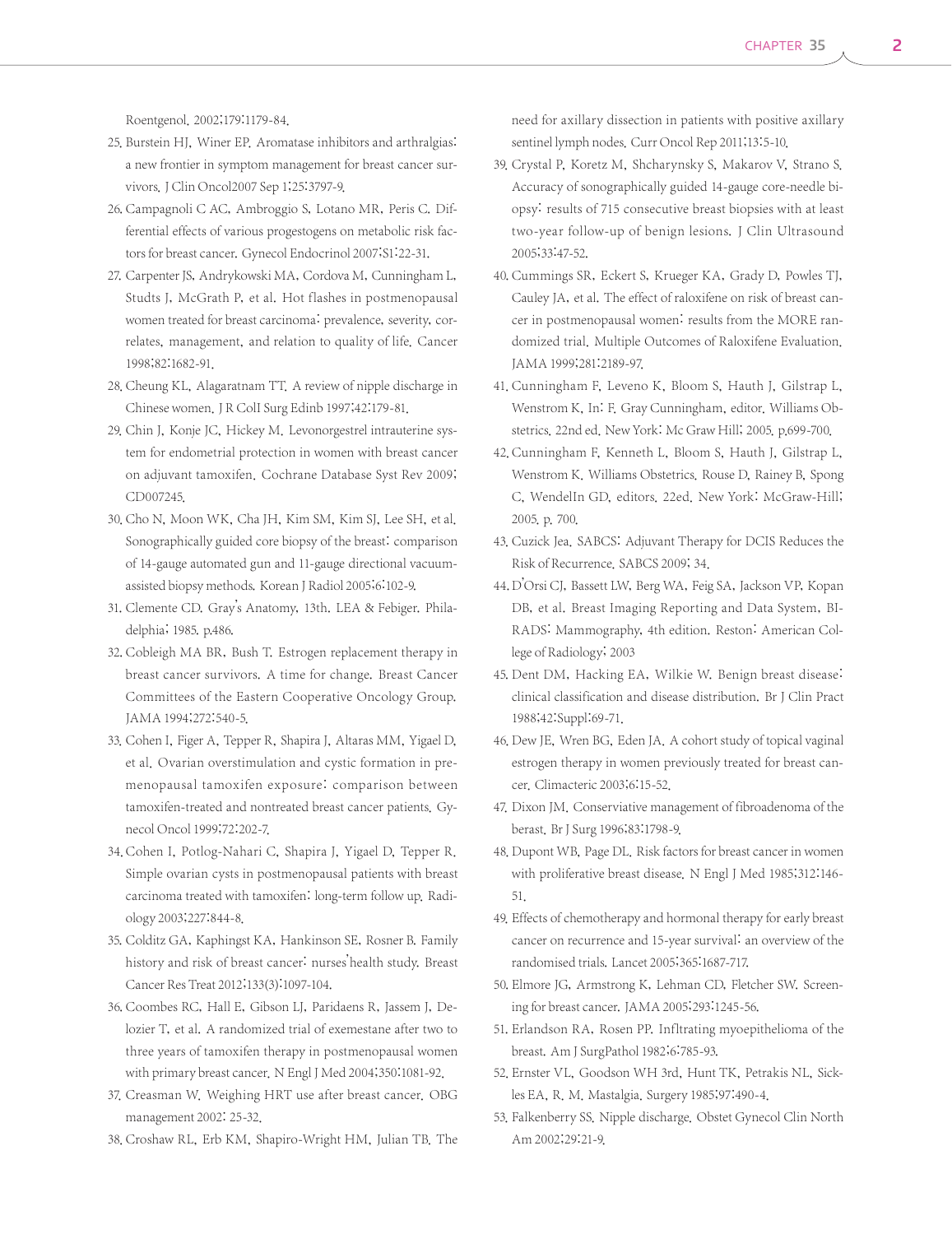Roentgenol. 2002;179:1179-84.

25. Burstein HJ, Winer EP. Aromatase inhibitors and arthralgias: a new frontier in symptom management for breast cancer survivors. J Clin Oncol2007 Sep 1;25:3797-9.
26. Campagnoli C AC, Ambroggio S, Lotano MR, Peris C. Differential effects of various progestogens on metabolic risk factors for breast cancer. Gynecol Endocrinol 2007;S1:22-31.
27. Carpenter JS, Andrykowski MA, Cordova M, Cunningham L, Studts J, McGrath P, et al. Hot flashes in postmenopausal women treated for breast carcinoma: prevalence, severity, correlates, management, and relation to quality of life. Cancer 1998;82:1682-91.
28. Cheung KL, Alagaratnam TT. A review of nipple discharge in Chinese women. J R Coll Surg Edinb 1997;42:179-81.
29. Chin J, Konje JC, Hickey M. Levonorgestrel intrauterine system for endometrial protection in women with breast cancer on adjuvant tamoxifen. Cochrane Database Syst Rev 2009;CD007245.
30. Cho N, Moon WK, Cha JH, Kim SM, Kim SJ, Lee SH, et al. Sonographically guided core biopsy of the breast: comparison of 14-gauge automated gun and 11-gauge directional vacuum-assisted biopsy methods. Korean J Radiol 2005;6:102-9.
31. Clemente CD. Gray's Anatomy. 13th. LEA & Febiger. Philadelphia; 1985. p.486.
32. Cobleigh MA BR, Bush T. Estrogen replacement therapy in breast cancer survivors. A time for change. Breast Cancer Committees of the Eastern Cooperative Oncology Group. JAMA 1994;272:540-5.
33. Cohen I, Figer A, Tepper R, Shapira J, Altaras MM, Yigael D, et al. Ovarian overstimulation and cystic formation in premenopausal tamoxifen exposure: comparison between tamoxifen-treated and nontreated breast cancer patients. Gynecol Oncol 1999;72:202-7.
34. Cohen I, Potlog-Nahari C, Shapira J, Yigael D, Tepper R. Simple ovarian cysts in postmenopausal patients with breast carcinoma treated with tamoxifen: long-term follow up. Radiology 2003;227:844-8.
35. Colditz GA, Kaphingst KA, Hankinson SE, Rosner B. Family history and risk of breast cancer: nurses'health study. Breast Cancer Res Treat 2012;133(3):1097-104.
36. Coombes RC, Hall E, Gibson LJ, Paridaens R, Jassem J, Delozier T, et al. A randomized trial of exemestane after two to three years of tamoxifen therapy in postmenopausal women with primary breast cancer. N Engl J Med 2004;350:1081-92.
37. Creasman W. Weighing HRT use after breast cancer. OBG management 2002: 25-32.
38. Croshaw RL, Erb KM, Shapiro-Wright HM, Julian TB. The need for axillary dissection in patients with positive axillary sentinel lymph nodes. Curr Oncol Rep 2011;13:5-10.
39. Crystal P, Koretz M, Shcharynsky S, Makarov V, Strano S. Accuracy of sonographically guided 14-gauge core-needle biopsy: results of 715 consecutive breast biopsies with at least two-year follow-up of benign lesions. J Clin Ultrasound 2005;33:47-52.
40. Cummings SR, Eckert S, Krueger KA, Grady D, Powles TJ, Cauley JA, et al. The effect of raloxifene on risk of breast cancer in postmenopausal women: results from the MORE randomized trial. Multiple Outcomes of Raloxifene Evaluation. JAMA 1999;281:2189-97.
41. Cunningham F, Leveno K, Bloom S, Hauth J, Gilstrap L, Wenstrom K, In: F. Gray Cunningham, editor. Williams Obstetrics. 22nd ed. New York: Mc Graw Hill; 2005. p.699-700.
42. Cunningham F, Kenneth L, Bloom S, Hauth J, Gilstrap L, Wenstrom K. Williams Obstetrics. Rouse D, Rainey B, Spong C, WendelIn GD, editors. 22ed. New York: McGraw-Hill; 2005. p. 700.
43. Cuzick Jea. SABCS: Adjuvant Therapy for DCIS Reduces the Risk of Recurrence. SABCS 2009; 34.
44. D'Orsi CJ, Bassett LW, Berg WA, Feig SA, Jackson VP, Kopan DB, et al. Breast Imaging Reporting and Data System, BI-RADS: Mammography, 4th edition. Reston: American College of Radiology; 2003
45. Dent DM, Hacking EA, Wilkie W. Benign breast disease: clinical classification and disease distribution. Br J Clin Pract 1988;42:Suppl:69-71.
46. Dew JE, Wren BG, Eden JA. A cohort study of topical vaginal estrogen therapy in women previously treated for breast cancer. Climacteric 2003;6:15-52.
47. Dixon JM. Conserviative management of fibroadenoma of the berast. Br J Surg 1996;83:1798-9.
48. Dupont WB, Page DL. Risk factors for breast cancer in women with proliferative breast disease. N Engl J Med 1985;312:146-51.
49. Effects of chemotherapy and hormonal therapy for early breast cancer on recurrence and 15-year survival: an overview of the randomised trials. Lancet 2005;365:1687-717.
50. Elmore JG, Armstrong K, Lehman CD, Fletcher SW. Screening for breast cancer. JAMA 2005;293:1245-56.
51. Erlandson RA, Rosen PP. Infltrating myoepithelioma of the breast. Am J SurgPathol 1982;6:785-93.
52. Ernster VL, Goodson WH 3rd, Hunt TK, Petrakis NL, Sickles EA, R. M. Mastalgia. Surgery 1985;97:490-4.
53. Falkenberry SS. Nipple discharge. Obstet Gynecol Clin North Am 2002;29:21-9.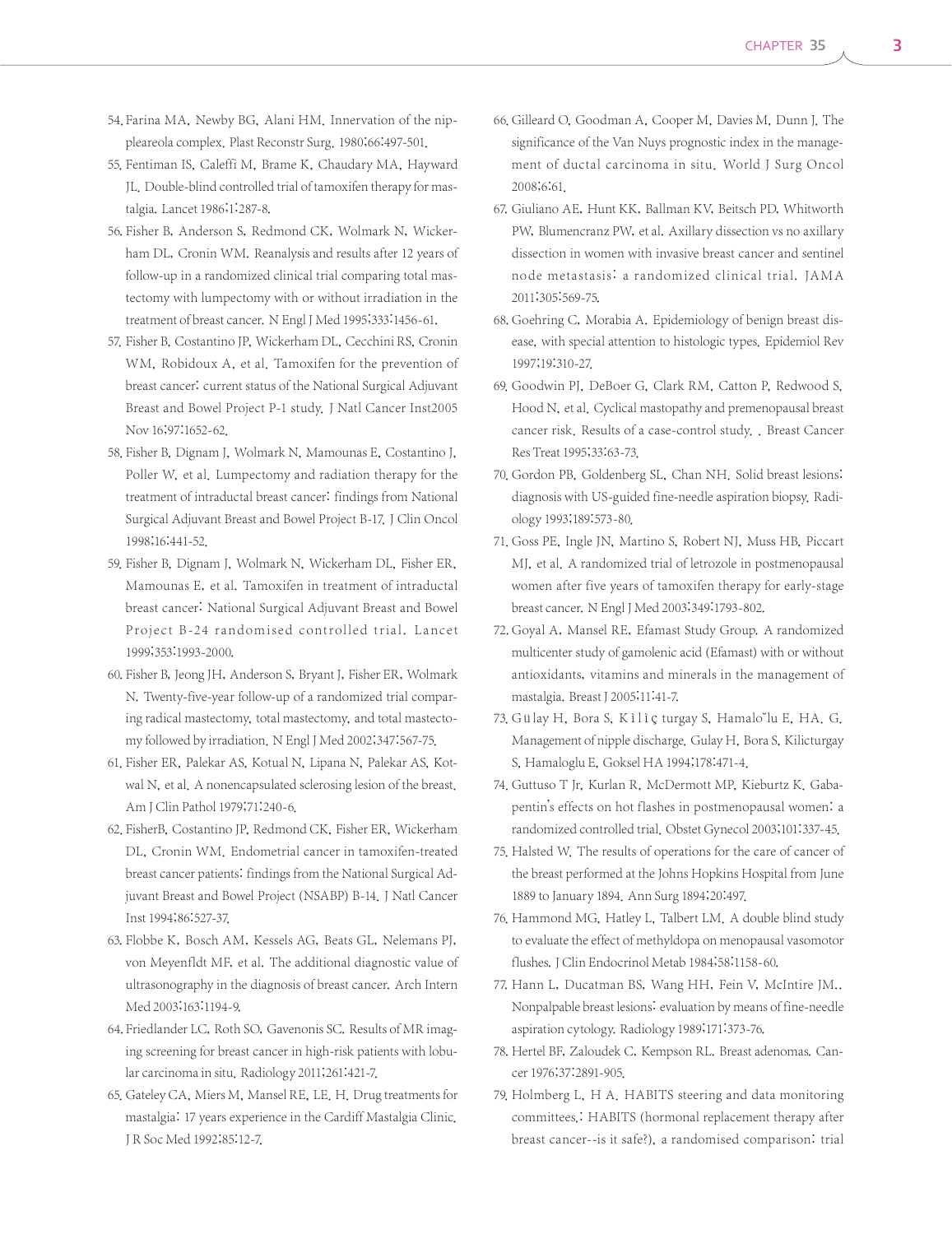54. Farina MA, Newby BG, Alani HM. Innervation of the nipple areola complex. Plast Reconstr Surg. 1980;66:497-501.
55. Fentiman IS, Caleffi M, Brame K, Chaudary MA, Hayward JL. Double-blind controlled trial of tamoxifen therapy for mastalgia. Lancet 1986;1:287-8.
56. Fisher B, Anderson S, Redmond CK, Wolmark N, Wickerham DL, Cronin WM. Reanalysis and results after 12 years of follow-up in a randomized clinical trial comparing total mastectomy with lumpectomy with or without irradiation in the treatment of breast cancer. N Engl J Med 1995;333:1456-61.
57. Fisher B, Costantino JP, Wickerham DL, Cecchini RS, Cronin WM, Robidoux A, et al. Tamoxifen for the prevention of breast cancer: current status of the National Surgical Adjuvant Breast and Bowel Project P-1 study. J Natl Cancer Inst2005 Nov 16;97:1652-62.
58. Fisher B, Dignam J, Wolmark N, Mamounas E, Costantino J, Poller W, et al. Lumpectomy and radiation therapy for the treatment of intraductal breast cancer: findings from National Surgical Adjuvant Breast and Bowel Project B-17. J Clin Oncol 1998;16:441-52.
59. Fisher B, Dignam J, Wolmark N, Wickerham DL, Fisher ER, Mamounas E, et al. Tamoxifen in treatment of intraductal breast cancer: National Surgical Adjuvant Breast and Bowel Project B-24 randomised controlled trial. Lancet 1999;353:1993-2000.
60. Fisher B, Jeong JH, Anderson S, Bryant J, Fisher ER, Wolmark N. Twenty-five-year follow-up of a randomized trial comparing radical mastectomy, total mastectomy, and total mastectomy followed by irradiation. N Engl J Med 2002;347:567-75.
61. Fisher ER, Palekar AS, Kotual N, Lipana N, Palekar AS, Kotwal N, et al. A nonencapsulated sclerosing lesion of the breast. Am J Clin Pathol 1979;71:240-6.
62. FisherB, Costantino JP, Redmond CK, Fisher ER, Wickerham DL, Cronin WM. Endometrial cancer in tamoxifen-treated breast cancer patients: findings from the National Surgical Adjuvant Breast and Bowel Project (NSABP) B-14. J Natl Cancer Inst 1994;86:527-37.
63. Flobbe K, Bosch AM, Kessels AG, Beats GL, Nelemans PJ, von Meyenfldt MF, et al. The additional diagnostic value of ultrasonography in the diagnosis of breast cancer. Arch Intern Med 2003;163:1194-9.
64. Friedlander LC, Roth SO, Gavenonis SC. Results of MR imaging screening for breast cancer in high-risk patients with lobular carcinoma in situ. Radiology 2011;261:421-7.
65. Gateley CA, Miers M, Mansel RE, LE. H. Drug treatments for mastalgia: 17 years experience in the Cardiff Mastalgia Clinic. J R Soc Med 1992;85:12-7.
66. Gilleard O, Goodman A, Cooper M, Davies M, Dunn J. The significance of the Van Nuys prognostic index in the management of ductal carcinoma in situ. World J Surg Oncol 2008;6:61.
67. Giuliano AE, Hunt KK, Ballman KV, Beitsch PD, Whitworth PW, Blumencranz PW, et al. Axillary dissection vs no axillary dissection in women with invasive breast cancer and sentinel node metastasis: a randomized clinical trial. JAMA 2011;305:569-75.
68. Goehring C, Morabia A. Epidemiology of benign breast disease, with special attention to histologic types. Epidemiol Rev 1997;19:310-27.
69. Goodwin PJ, DeBoer G, Clark RM, Catton P, Redwood S, Hood N, et al. Cyclical mastopathy and premenopausal breast cancer risk. Results of a case-control study. . Breast Cancer Res Treat 1995;33:63-73.
70. Gordon PB, Goldenberg SL, Chan NH. Solid breast lesions: diagnosis with US-guided fine-needle aspiration biopsy. Radiology 1993;189:573-80.
71. Goss PE, Ingle JN, Martino S, Robert NJ, Muss HB, Piccart MJ, et al. A randomized trial of letrozole in postmenopausal women after five years of tamoxifen therapy for early-stage breast cancer. N Engl J Med 2003;349:1793-802.
72. Goyal A, Mansel RE, Efamast Study Group. A randomized multicenter study of gamolenic acid (Efamast) with or without antioxidants, vitamins and minerals in the management of mastalgia. Breast J 2005;11:41-7.
73. Gülay H, Bora S, Kılıçturgay S, Hamaloˇlu E, HA. G. Management of nipple discharge. Gulay H, Bora S, Kilicturgay S, Hamaloglu E, Goksel HA 1994;178:471-4.
74. Guttuso T Jr, Kurlan R, McDermott MP, Kieburtz K. Gabapentin's effects on hot flashes in postmenopausal women: a randomized controlled trial. Obstet Gynecol 2003;101:337-45.
75. Halsted W. The results of operations for the care of cancer of the breast performed at the Johns Hopkins Hospital from June 1889 to January 1894. Ann Surg 1894;20:497.
76. Hammond MG, Hatley L, Talbert LM. A double blind study to evaluate the effect of methyldopa on menopausal vasomotor flushes. J Clin Endocrinol Metab 1984;58:1158-60.
77. Hann L, Ducatman BS, Wang HH, Fein V, McIntire JM.. Nonpalpable breast lesions: evaluation by means of fine-needle aspiration cytology. Radiology 1989;171:373-76.
78. Hertel BF, Zaloudek C, Kempson RL. Breast adenomas. Cancer 1976;37:2891-905.
79. Holmberg L, H A. HABITS steering and data monitoring committees.: HABITS (hormonal replacement therapy after breast cancer--is it safe?), a randomised comparison: trial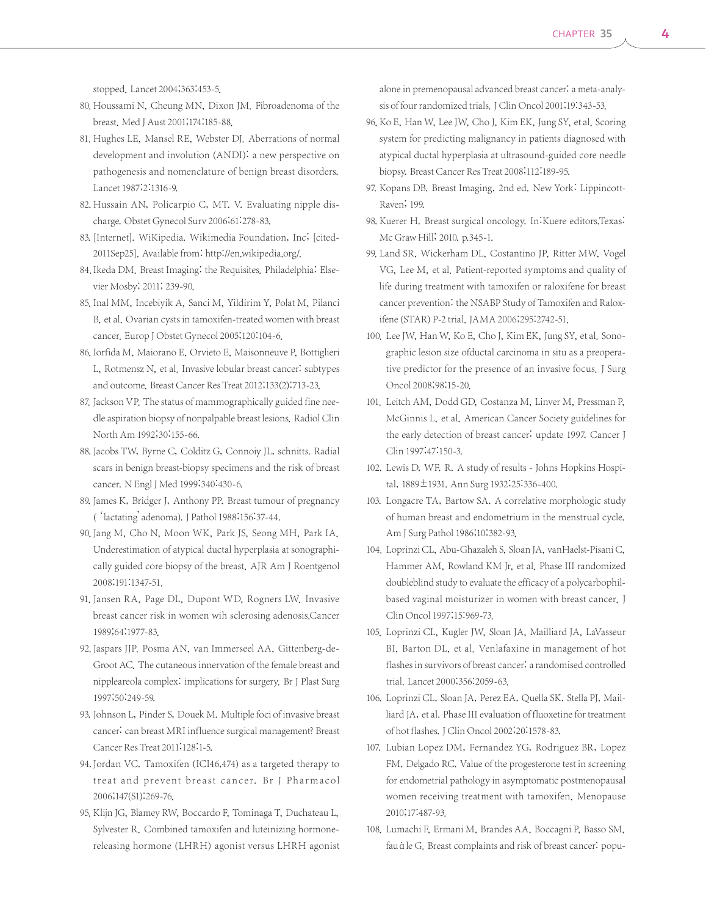stopped. Lancet 2004;363:453-5.

80. Houssami N, Cheung MN, Dixon JM. Fibroadenoma of the breast. Med J Aust 2001;174:185-88.
81. Hughes LE, Mansel RE, Webster DJ. Aberrations of normal development and involution (ANDI): a new perspective on pathogenesis and nomenclature of benign breast disorders. Lancet 1987;2:1316-9.
82. Hussain AN, Policarpio C, MT. V. Evaluating nipple discharge. Obstet Gynecol Surv 2006;61:278-83.
83. [Internet]. WiKipedia. Wikimedia Foundation, Inc; [cited-2011Sep25]. Available from: http://en.wikipedia.org/.
84. Ikeda DM. Breast Imaging: the Requisites. Philadelphia: Elsevier Mosby; 2011; 239-90.
85. Inal MM, Incebiyik A, Sanci M, Yildirim Y, Polat M, Pilanci B, et al. Ovarian cysts in tamoxifen-treated women with breast cancer. Europ J Obstet Gynecol 2005;120:104-6.
86. Iorfida M, Maiorano E, Orvieto E, Maisonneuve P, Bottiglieri L, Rotmensz N, et al. Invasive lobular breast cancer: subtypes and outcome. Breast Cancer Res Treat 2012;133(2):713-23.
87. Jackson VP. The status of mammographically guided fine needle aspiration biopsy of nonpalpable breast lesions. Radiol Clin North Am 1992;30:155-66.
88. Jacobs TW, Byrne C, Colditz G, Connoiy JL, schnitts. Radial scars in benign breast-biopsy specimens and the risk of breast cancer. N Engl J Med 1999;340:430-6.
89. James K, Bridger J, Anthony PP. Breast tumour of pregnancy ('lactating' adenoma). J Pathol 1988;156:37-44.
90. Jang M, Cho N, Moon WK, Park JS, Seong MH, Park IA. Underestimation of atypical ductal hyperplasia at sonographically guided core biopsy of the breast. AJR Am J Roentgenol 2008;191:1347-51.
91. Jansen RA, Page DL, Dupont WD, Rogners LW. Invasive breast cancer risk in women wih sclerosing adenosis.Cancer 1989;64:1977-83.
92. Jaspars JJP, Posma AN, van Immerseel AA, Gittenberg-de-Groot AC. The cutaneous innervation of the female breast and nippleareola complex: implications for surgery. Br J Plast Surg 1997;50:249-59.
93. Johnson L, Pinder S, Douek M. Multiple foci of invasive breast cancer: can breast MRI influence surgical management? Breast Cancer Res Treat 2011;128:1-5.
94. Jordan VC. Tamoxifen (ICI46,474) as a targeted therapy to treat and prevent breast cancer. Br J Pharmacol 2006;147(S1):269-76.
95. Klijn JG, Blamey RW, Boccardo F, Tominaga T, Duchateau L, Sylvester R. Combined tamoxifen and luteinizing hormone-releasing hormone (LHRH) agonist versus LHRH agonist alone in premenopausal advanced breast cancer: a meta-analysis of four randomized trials. J Clin Oncol 2001;19:343-53.
96. Ko E, Han W, Lee JW, Cho J, Kim EK, Jung SY, et al. Scoring system for predicting malignancy in patients diagnosed with atypical ductal hyperplasia at ultrasound-guided core needle biopsy. Breast Cancer Res Treat 2008;112:189-95.
97. Kopans DB. Breast Imaging. 2nd ed. New York: Lippincott-Raven; 199.
98. Kuerer H. Breast surgical oncology. In:Kuere editors.Texas: Mc Graw Hill; 2010. p.345-1.
99. Land SR, Wickerham DL, Costantino JP, Ritter MW, Vogel VG, Lee M, et al. Patient-reported symptoms and quality of life during treatment with tamoxifen or raloxifene for breast cancer prevention: the NSABP Study of Tamoxifen and Raloxifene (STAR) P-2 trial. JAMA 2006;295:2742-51.
100. Lee JW, Han W, Ko E, Cho J, Kim EK, Jung SY, et al. Sonographic lesion size ofductal carcinoma in situ as a preoperative predictor for the presence of an invasive focus. J Surg Oncol 2008;98:15-20.
101. Leitch AM, Dodd GD, Costanza M, Linver M, Pressman P, McGinnis L, et al. American Cancer Society guidelines for the early detection of breast cancer: update 1997. Cancer J Clin 1997;47:150-3.
102. Lewis D, WF. R. A study of results - Johns Hopkins Hospital, 1889±1931. Ann Surg 1932;25:336-400.
103. Longacre TA, Bartow SA. A correlative morphologic study of human breast and endometrium in the menstrual cycle. Am J Surg Pathol 1986;10:382-93.
104. Loprinzi CL, Abu-Ghazaleh S, Sloan JA, vanHaelst-Pisani C, Hammer AM, Rowland KM Jr, et al. Phase III randomized doubleblind study to evaluate the efficacy of a polycarbophil-based vaginal moisturizer in women with breast cancer. J Clin Oncol 1997;15:969-73.
105. Loprinzi CL, Kugler JW, Sloan JA, Mailliard JA, LaVasseur BI, Barton DL, et al. Venlafaxine in management of hot flashes in survivors of breast cancer: a randomised controlled trial. Lancet 2000;356:2059-63.
106. Loprinzi CL, Sloan JA, Perez EA, Quella SK, Stella PJ, Mailliard JA, et al. Phase III evaluation of fluoxetine for treatment of hot flashes. J Clin Oncol 2002;20:1578-83.
107. Lubian Lopez DM, Fernandez YG, Rodriguez BR, Lopez FM, Delgado RC. Value of the progesterone test in screening for endometrial pathology in asymptomatic postmenopausal women receiving treatment with tamoxifen. Menopause 2010;17:487-93.
108. Lumachi F, Ermani M, Brandes AA, Boccagni P, Basso SM, fauà le G. Breast complaints and risk of breast cancer: popu-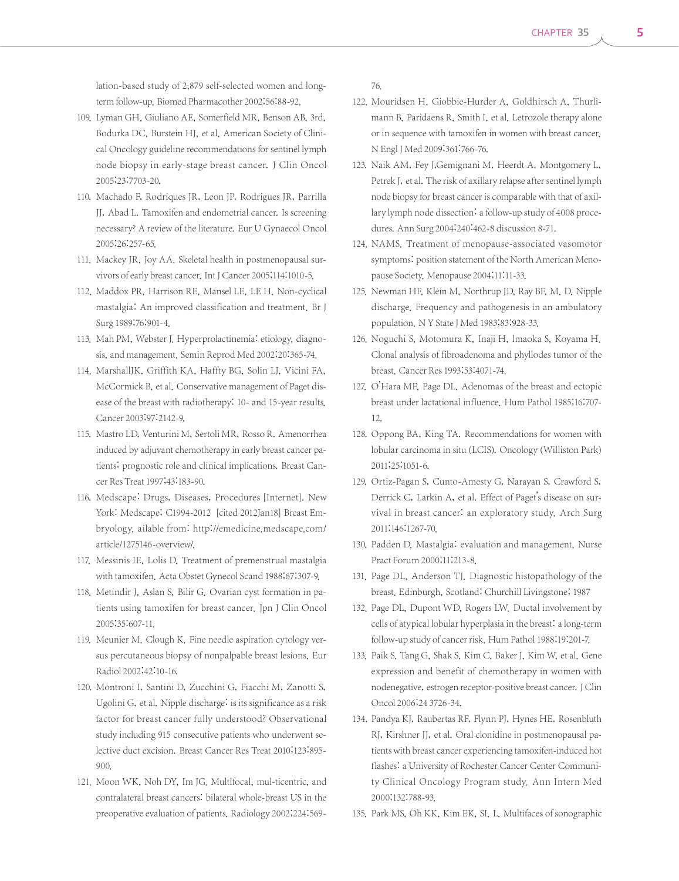lation-based study of 2,879 self-selected women and long-term follow-up. Biomed Pharmacother 2002;56:88-92.

109. Lyman GH, Giuliano AE, Somerfield MR, Benson AB, 3rd, Bodurka DC, Burstein HJ, et al. American Society of Clinical Oncology guideline recommendations for sentinel lymph node biopsy in early-stage breast cancer. J Clin Oncol 2005;23:7703-20.
110. Machado F, Rodriques JR, Leon JP, Rodrigues JR, Parrilla JJ, Abad L. Tamoxifen and endometrial cancer. Is screening necessary? A review of the literature. Eur U Gynaecol Oncol 2005;26:257-65.
111. Mackey JR, Joy AA. Skeletal health in postmenopausal survivors of early breast cancer. Int J Cancer 2005;114:1010-5.
112. Maddox PR, Harrison RE, Mansel LE, LE H. Non-cyclical mastalgia: An improved classification and treatment. Br J Surg 1989;76:901-4.
113. Mah PM, Webster J. Hyperprolactinemia: etiology, diagnosis, and management. Semin Reprod Med 2002;20:365-74.
114. MarshallJK, Griffith KA, Haffty BG, Solin LJ, Vicini FA, McCormick B, et al. Conservative management of Paget disease of the breast with radiotherapy: 10- and 15-year results. Cancer 2003;97:2142-9.
115. Mastro LD, Venturini M, Sertoli MR, Rosso R. Amenorrhea induced by adjuvant chemotherapy in early breast cancer patients: prognostic role and clinical implications. Breast Cancer Res Treat 1997;43:183-90.
116. Medscape: Drugs, Diseases, Procedures [Internet]. New York: Medscape; C1994-2012 [cited 2012Jan18] Breast Embryology. ailable from: http://emedicine.medscape.com/article/1275146-overview/.
117. Messinis IE, Lolis D. Treatment of premenstrual mastalgia with tamoxifen. Acta Obstet Gynecol Scand 1988;67:307-9.
118. Metindir J, Aslan S, Bilir G. Ovarian cyst formation in patients using tamoxifen for breast cancer. Jpn J Clin Oncol 2005;35:607-11.
119. Meunier M, Clough K. Fine needle aspiration cytology versus percutaneous biopsy of nonpalpable breast lesions. Eur Radiol 2002;42:10-16.
120. Montroni I, Santini D, Zucchini G, Fiacchi M, Zanotti S, Ugolini G, et al. Nipple discharge: is its significance as a risk factor for breast cancer fully understood? Observational study including 915 consecutive patients who underwent selective duct excision. Breast Cancer Res Treat 2010;123:895-900.
121. Moon WK, Noh DY, Im JG. Multifocal, mul-ticentric, and contralateral breast cancers: bilateral whole-breast US in the preoperative evaluation of patients. Radiology 2002;224:569-76.
122. Mouridsen H, Giobbie-Hurder A, Goldhirsch A, Thurlimann B, Paridaens R, Smith I, et al. Letrozole therapy alone or in sequence with tamoxifen in women with breast cancer. N Engl J Med 2009;361:766-76.
123. Naik AM, Fey J,Gemignani M, Heerdt A, Montgomery L, Petrek J, et al. The risk of axillary relapse after sentinel lymph node biopsy for breast cancer is comparable with that of axillary lymph node dissection: a follow-up study of 4008 procedures. Ann Surg 2004;240:462-8 discussion 8-71.
124. NAMS. Treatment of menopause-associated vasomotor symptoms: position statement of the North American Menopause Society. Menopause 2004;11:11-33.
125. Newman HF, Klein M, Northrup JD, Ray BF, M. D. Nipple discharge. Frequency and pathogenesis in an ambulatory population. N Y State J Med 1983;83:928-33.
126. Noguchi S, Motomura K, Inaji H, lmaoka S, Koyama H. Clonal analysis of fibroadenoma and phyllodes tumor of the breast. Cancer Res 1993;53:4071-74.
127. O'Hara MF, Page DL. Adenomas of the breast and ectopic breast under lactational influence. Hum Pathol 1985;16:707-12.
128. Oppong BA, King TA. Recommendations for women with lobular carcinoma in situ (LCIS). Oncology (Williston Park) 2011;25:1051-6.
129. Ortiz-Pagan S, Cunto-Amesty G, Narayan S, Crawford S, Derrick C, Larkin A, et al. Effect of Paget's disease on survival in breast cancer: an exploratory study. Arch Surg 2011;146:1267-70.
130. Padden D. Mastalgia: evaluation and management. Nurse Pract Forum 2000;11:213-8.
131. Page DL, Anderson TJ. Diagnostic histopathology of the breast. Edinburgh, Scotland: Churchill Livingstone; 1987
132. Page DL, Dupont WD, Rogers LW. Ductal involvement by cells of atypical lobular hyperplasia in the breast: a long-term follow-up study of cancer risk. Hum Pathol 1988;19:201-7.
133. Paik S, Tang G, Shak S, Kim C, Baker J, Kim W, et al. Gene expression and benefit of chemotherapy in women with nodenegative, estrogen receptor-positive breast cancer. J Clin Oncol 2006;24 3726-34.
134. Pandya KJ, Raubertas RF, Flynn PJ, Hynes HE, Rosenbluth RJ, Kirshner JJ, et al. Oral clonidine in postmenopausal patients with breast cancer experiencing tamoxifen-induced hot flashes: a University of Rochester Cancer Center Community Clinical Oncology Program study. Ann Intern Med 2000;132:788-93.
135. Park MS, Oh KK, Kim EK, SI. L. Multifaces of sonographic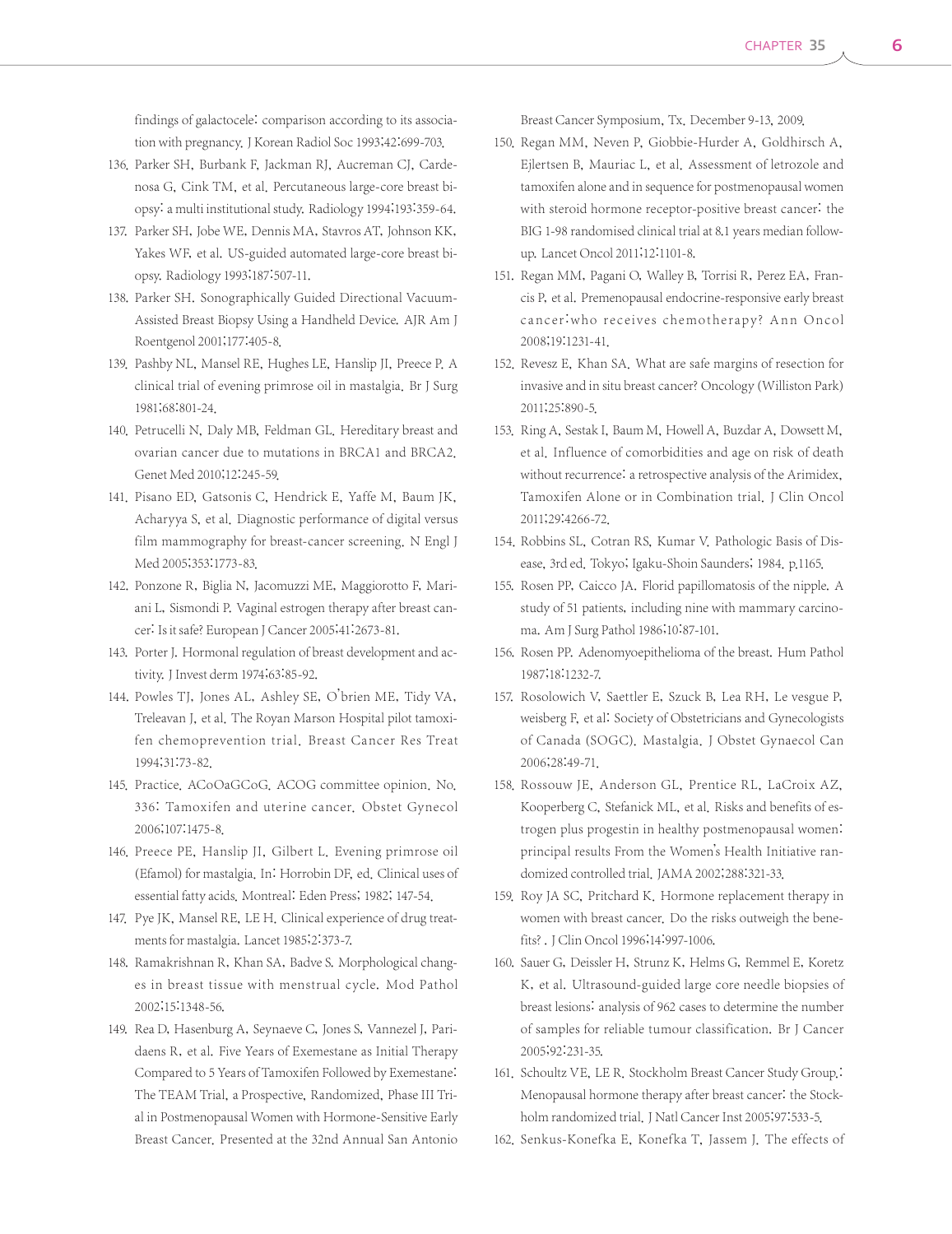findings of galactocele: comparison according to its association with pregnancy. J Korean Radiol Soc 1993;42:699-703.

136. Parker SH, Burbank F, Jackman RJ, Aucreman CJ, Cardenosa G, Cink TM, et al. Percutaneous large-core breast biopsy: a multi institutional study. Radiology 1994;193:359-64.
137. Parker SH, Jobe WE, Dennis MA, Stavros AT, Johnson KK, Yakes WF, et al. US-guided automated large-core breast biopsy. Radiology 1993;187:507-11.
138. Parker SH. Sonographically Guided Directional Vacuum-Assisted Breast Biopsy Using a Handheld Device. AJR Am J Roentgenol 2001;177:405-8.
139. Pashby NL, Mansel RE, Hughes LE, Hanslip JI, Preece P. A clinical trial of evening primrose oil in mastalgia. Br J Surg 1981;68:801-24.
140. Petrucelli N, Daly MB, Feldman GL. Hereditary breast and ovarian cancer due to mutations in BRCA1 and BRCA2. Genet Med 2010;12:245-59.
141. Pisano ED, Gatsonis C, Hendrick E, Yaffe M, Baum JK, Acharyya S, et al. Diagnostic performance of digital versus film mammography for breast-cancer screening. N Engl J Med 2005;353:1773-83.
142. Ponzone R, Biglia N, Jacomuzzi ME, Maggiorotto F, Mariani L, Sismondi P. Vaginal estrogen therapy after breast cancer: Is it safe? European J Cancer 2005;41:2673-81.
143. Porter J. Hormonal regulation of breast development and activity. J Invest derm 1974;63:85-92.
144. Powles TJ, Jones AL, Ashley SE, O'brien ME, Tidy VA, Treleavan J, et al. The Royan Marson Hospital pilot tamoxifen chemoprevention trial. Breast Cancer Res Treat 1994;31:73-82.
145. Practice. ACoOaGCoG. ACOG committee opinion. No. 336: Tamoxifen and uterine cancer. Obstet Gynecol 2006;107:1475-8.
146. Preece PE, Hanslip JI, Gilbert L. Evening primrose oil (Efamol) for mastalgia. In: Horrobin DF, ed. Clinical uses of essential fatty acids. Montreal: Eden Press; 1982; 147-54.
147. Pye JK, Mansel RE, LE H. Clinical experience of drug treatments for mastalgia. Lancet 1985;2:373-7.
148. Ramakrishnan R, Khan SA, Badve S. Morphological changes in breast tissue with menstrual cycle. Mod Pathol 2002;15:1348-56.
149. Rea D, Hasenburg A, Seynaeve C, Jones S, Vannezel J, Paridaens R, et al. Five Years of Exemestane as Initial Therapy Compared to 5 Years of Tamoxifen Followed by Exemestane: The TEAM Trial, a Prospective, Randomized, Phase III Trial in Postmenopausal Women with Hormone-Sensitive Early Breast Cancer. Presented at the 32nd Annual San Antonio Breast Cancer Symposium, Tx. December 9-13, 2009.
150. Regan MM, Neven P, Giobbie-Hurder A, Goldhirsch A, Ejlertsen B, Mauriac L, et al. Assessment of letrozole and tamoxifen alone and in sequence for postmenopausal women with steroid hormone receptor-positive breast cancer: the BIG 1-98 randomised clinical trial at 8.1 years median follow-up. Lancet Oncol 2011;12:1101-8.
151. Regan MM, Pagani O, Walley B, Torrisi R, Perez EA, Francis P, et al. Premenopausal endocrine-responsive early breast cancer:who receives chemotherapy? Ann Oncol 2008;19:1231-41.
152. Revesz E, Khan SA. What are safe margins of resection for invasive and in situ breast cancer? Oncology (Williston Park) 2011;25:890-5.
153. Ring A, Sestak I, Baum M, Howell A, Buzdar A, Dowsett M, et al. Influence of comorbidities and age on risk of death without recurrence: a retrospective analysis of the Arimidex, Tamoxifen Alone or in Combination trial. J Clin Oncol 2011;29:4266-72.
154. Robbins SL, Cotran RS, Kumar V. Pathologic Basis of Disease, 3rd ed. Tokyo; Igaku-Shoin Saunders; 1984. p.1165.
155. Rosen PP, Caicco JA. Florid papillomatosis of the nipple. A study of 51 patients, including nine with mammary carcinoma. Am J Surg Pathol 1986;10:87-101.
156. Rosen PP. Adenomyoepithelioma of the breast. Hum Pathol 1987;18:1232-7.
157. Rosolowich V, Saettler E, Szuck B, Lea RH, Le vesgue P, weisberg F, et al: Society of Obstetricians and Gynecologists of Canada (SOGC). Mastalgia. J Obstet Gynaecol Can 2006;28:49-71.
158. Rossouw JE, Anderson GL, Prentice RL, LaCroix AZ, Kooperberg C, Stefanick ML, et al. Risks and benefits of estrogen plus progestin in healthy postmenopausal women: principal results From the Women's Health Initiative randomized controlled trial. JAMA 2002;288:321-33.
159. Roy JA SC, Pritchard K. Hormone replacement therapy in women with breast cancer. Do the risks outweigh the benefits? . J Clin Oncol 1996;14:997-1006.
160. Sauer G, Deissler H, Strunz K, Helms G, Remmel E, Koretz K, et al. Ultrasound-guided large core needle biopsies of breast lesions: analysis of 962 cases to determine the number of samples for reliable tumour classification. Br J Cancer 2005;92:231-35.
161. Schoultz VE, LE R. Stockholm Breast Cancer Study Group.: Menopausal hormone therapy after breast cancer: the Stockholm randomized trial. J Natl Cancer Inst 2005;97:533-5.
162. Senkus-Konefka E, Konefka T, Jassem J. The effects of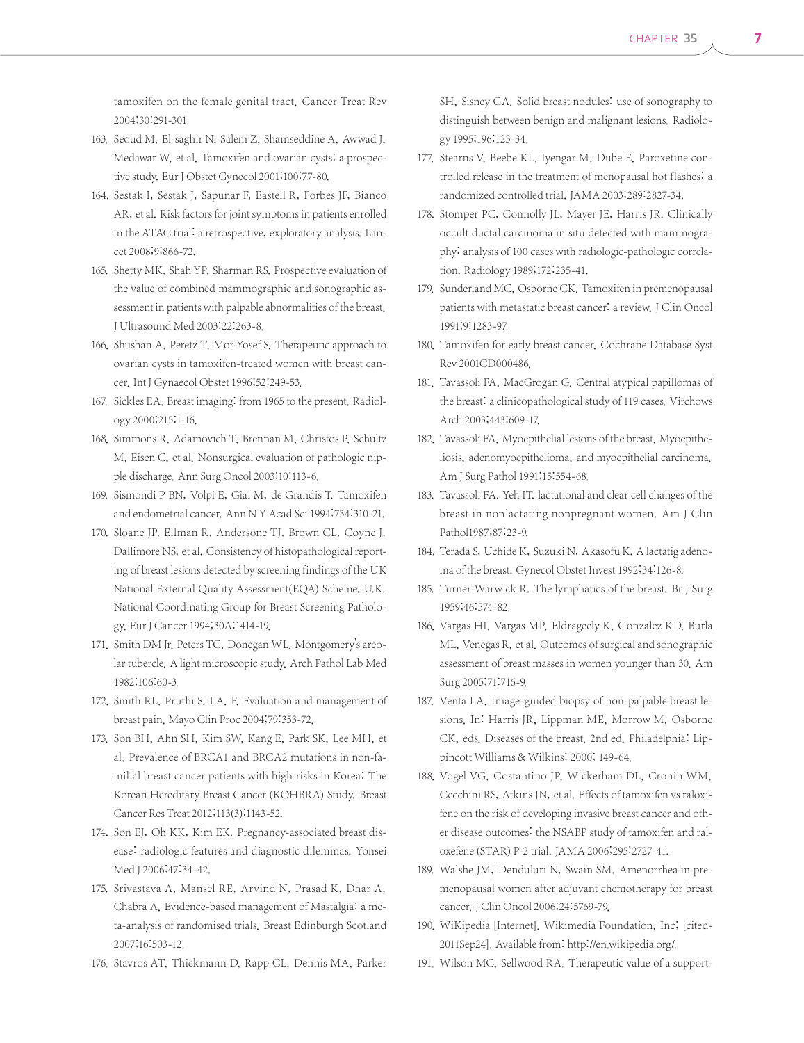tamoxifen on the female genital tract. Cancer Treat Rev 2004;30:291-301.

163. Seoud M, El-saghir N, Salem Z, Shamseddine A, Awwad J, Medawar W, et al. Tamoxifen and ovarian cysts: a prospective study. Eur J Obstet Gynecol 2001;100:77-80.
164. Sestak I, Sestak J, Sapunar F, Eastell R, Forbes JF, Bianco AR, et al. Risk factors for joint symptoms in patients enrolled in the ATAC trial: a retrospective, exploratory analysis. Lancet 2008;9:866-72.
165. Shetty MK, Shah YP, Sharman RS. Prospective evaluation of the value of combined mammographic and sonographic assessment in patients with palpable abnormalities of the breast. J Ultrasound Med 2003;22:263-8.
166. Shushan A, Peretz T, Mor-Yosef S. Therapeutic approach to ovarian cysts in tamoxifen-treated women with breast cancer. Int J Gynaecol Obstet 1996;52:249-53.
167. Sickles EA. Breast imaging: from 1965 to the present. Radiology 2000;215:1-16.
168. Simmons R, Adamovich T, Brennan M, Christos P, Schultz M, Eisen C, et al. Nonsurgical evaluation of pathologic nipple discharge. Ann Surg Oncol 2003;10:113-6.
169. Sismondi P BN, Volpi E, Giai M, de Grandis T. Tamoxifen and endometrial cancer. Ann N Y Acad Sci 1994;734:310-21.
170. Sloane JP, Ellman R, Andersone TJ, Brown CL, Coyne J, Dallimore NS, et al. Consistency of histopathological reporting of breast lesions detected by screening findings of the UK National External Quality Assessment(EQA) Scheme. U.K. National Coordinating Group for Breast Screening Pathology. Eur J Cancer 1994;30A:1414-19.
171. Smith DM Jr. Peters TG, Donegan WL. Montgomery's areolar tubercle. A light microscopic study. Arch Pathol Lab Med 1982;106:60-3.
172. Smith RL, Pruthi S, LA. F. Evaluation and management of breast pain. Mayo Clin Proc 2004;79:353-72.
173. Son BH, Ahn SH, Kim SW, Kang E, Park SK, Lee MH, et al. Prevalence of BRCA1 and BRCA2 mutations in non-familial breast cancer patients with high risks in Korea: The Korean Hereditary Breast Cancer (KOHBRA) Study. Breast Cancer Res Treat 2012;113(3):1143-52.
174. Son EJ, Oh KK, Kim EK. Pregnancy-associated breast disease: radiologic features and diagnostic dilemmas. Yonsei Med J 2006;47:34-42.
175. Srivastava A, Mansel RE, Arvind N, Prasad K, Dhar A, Chabra A. Evidence-based management of Mastalgia: a meta-analysis of randomised trials. Breast Edinburgh Scotland 2007;16:503-12.
176. Stavros AT, Thickmann D, Rapp CL, Dennis MA, Parker SH, Sisney GA. Solid breast nodules: use of sonography to distinguish between benign and malignant lesions. Radiology 1995;196:123-34.
177. Stearns V, Beebe KL, Iyengar M, Dube E. Paroxetine controlled release in the treatment of menopausal hot flashes: a randomized controlled trial. JAMA 2003;289:2827-34.
178. Stomper PC, Connolly JL, Mayer JE, Harris JR. Clinically occult ductal carcinoma in situ detected with mammography: analysis of 100 cases with radiologic-pathologic correlation. Radiology 1989;172:235-41.
179. Sunderland MC, Osborne CK. Tamoxifen in premenopausal patients with metastatic breast cancer: a review. J Clin Oncol 1991;9:1283-97.
180. Tamoxifen for early breast cancer. Cochrane Database Syst Rev 2001CD000486.
181. Tavassoli FA, MacGrogan G. Central atypical papillomas of the breast: a clinicopathological study of 119 cases. Virchows Arch 2003;443:609-17.
182. Tavassoli FA. Myoepithelial lesions of the breast. Myoepitheliosis, adenomyoepithelioma, and myoepithelial carcinoma. Am J Surg Pathol 1991;15:554-68.
183. Tavassoli FA. Yeh IT. lactational and clear cell changes of the breast in nonlactating nonpregnant women. Am J Clin Pathol1987;87:23-9.
184. Terada S, Uchide K, Suzuki N, Akasofu K. A lactatig adenoma of the breast. Gynecol Obstet Invest 1992;34:126-8.
185. Turner-Warwick R. The lymphatics of the breast. Br J Surg 1959;46:574-82.
186. Vargas HI, Vargas MP, Eldrageely K, Gonzalez KD, Burla ML, Venegas R, et al. Outcomes of surgical and sonographic assessment of breast masses in women younger than 30. Am Surg 2005;71:716-9.
187. Venta LA. Image-guided biopsy of non-palpable breast lesions. In: Harris JR, Lippman ME, Morrow M, Osborne CK, eds. Diseases of the breast. 2nd ed. Philadelphia: Lippincott Williams & Wilkins; 2000; 149-64.
188. Vogel VG, Costantino JP, Wickerham DL, Cronin WM, Cecchini RS, Atkins JN, et al. Effects of tamoxifen vs raloxifene on the risk of developing invasive breast cancer and other disease outcomes: the NSABP study of tamoxifen and raloxefene (STAR) P-2 trial. JAMA 2006;295:2727-41.
189. Walshe JM, Denduluri N, Swain SM. Amenorrhea in premenopausal women after adjuvant chemotherapy for breast cancer. J Clin Oncol 2006;24:5769-79.
190. WiKipedia [Internet]. Wikimedia Foundation, Inc; [cited-2011Sep24]. Available from: http://en.wikipedia.org/.
191. Wilson MC, Sellwood RA. Therapeutic value of a support-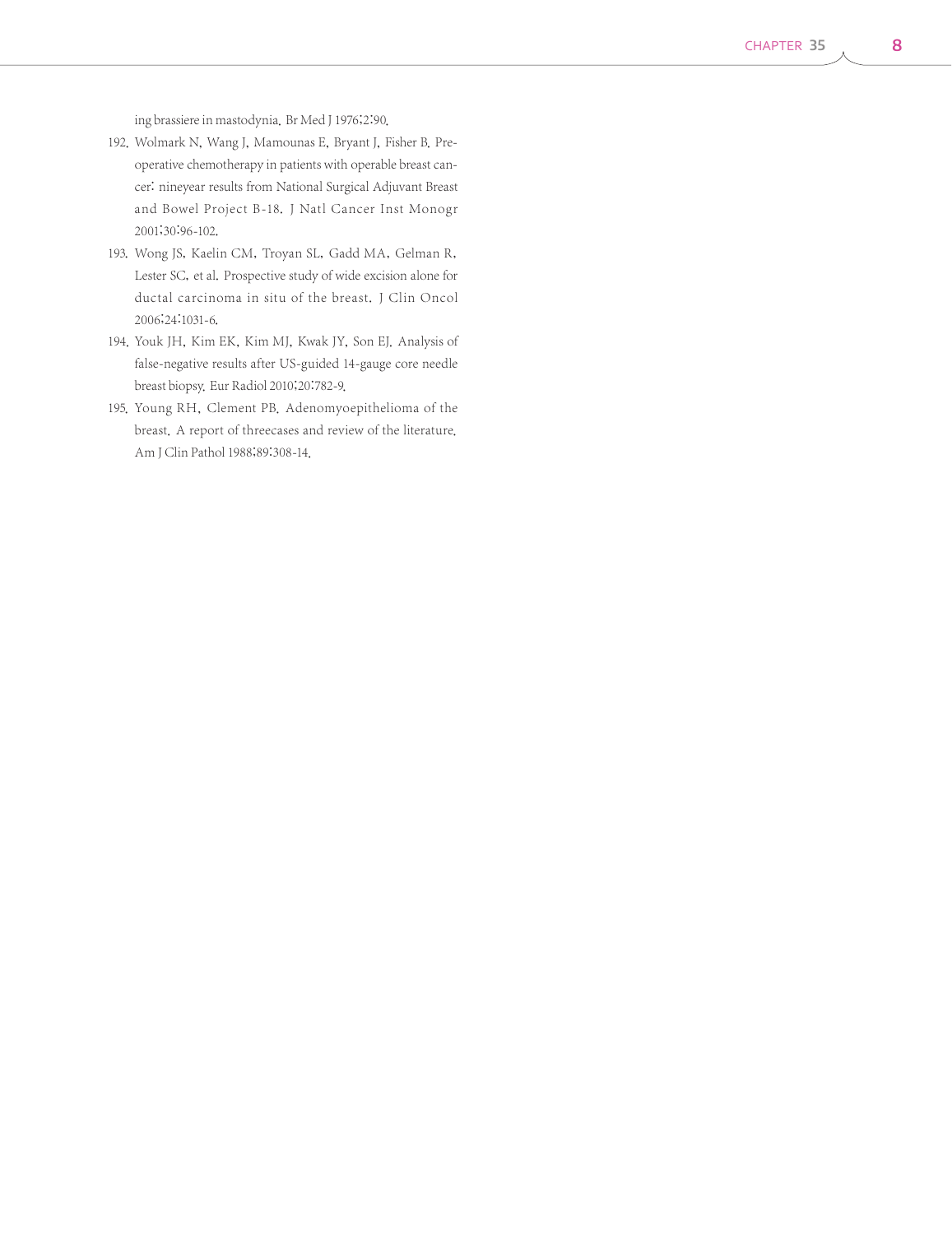ing brassiere in mastodynia. Br Med J 1976;2:90.

192. Wolmark N, Wang J, Mamounas E, Bryant J, Fisher B. Preoperative chemotherapy in patients with operable breast cancer: nineyear results from National Surgical Adjuvant Breast and Bowel Project B-18. J Natl Cancer Inst Monogr 2001;30:96-102.
193. Wong JS, Kaelin CM, Troyan SL, Gadd MA, Gelman R, Lester SC, et al. Prospective study of wide excision alone for ductal carcinoma in situ of the breast. J Clin Oncol 2006;24:1031-6.
194. Youk JH, Kim EK, Kim MJ, Kwak JY, Son EJ. Analysis of false-negative results after US-guided 14-gauge core needle breast biopsy. Eur Radiol 2010;20:782-9.
195. Young RH, Clement PB. Adenomyoepithelioma of the breast. A report of threecases and review of the literature. Am J Clin Pathol 1988;89:308-14.